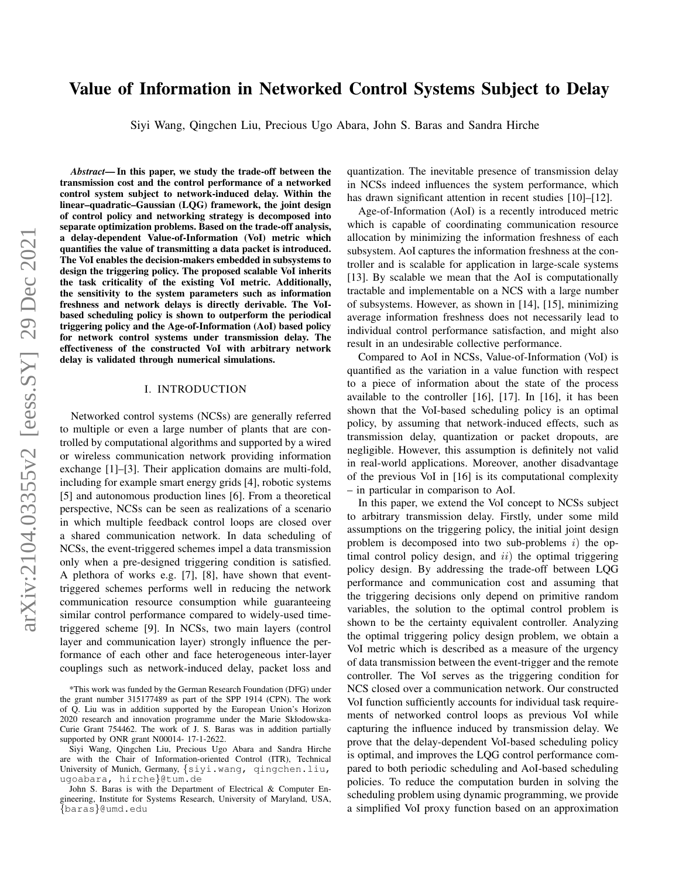# Value of Information in Networked Control Systems Subject to Delay

Siyi Wang, Qingchen Liu, Precious Ugo Abara, John S. Baras and Sandra Hirche

***Abstract*— In this paper, we study the trade-off between the transmission cost and the control performance of a networked control system subject to network-induced delay. Within the linear–quadratic–Gaussian (LQG) framework, the joint design of control policy and networking strategy is decomposed into separate optimization problems. Based on the trade-off analysis, a delay-dependent Value-of-Information (VoI) metric which quantifies the value of transmitting a data packet is introduced. The VoI enables the decision-makers embedded in subsystems to design the triggering policy. The proposed scalable VoI inherits the task criticality of the existing VoI metric. Additionally, the sensitivity to the system parameters such as information freshness and network delays is directly derivable. The VoI-based scheduling policy is shown to outperform the periodical triggering policy and the Age-of-Information (AoI) based policy for network control systems under transmission delay. The effectiveness of the constructed VoI with arbitrary network delay is validated through numerical simulations.**

## I. INTRODUCTION

Networked control systems (NCSs) are generally referred to multiple or even a large number of plants that are controlled by computational algorithms and supported by a wired or wireless communication network providing information exchange [1]–[3]. Their application domains are multi-fold, including for example smart energy grids [4], robotic systems [5] and autonomous production lines [6]. From a theoretical perspective, NCSs can be seen as realizations of a scenario in which multiple feedback control loops are closed over a shared communication network. In data scheduling of NCSs, the event-triggered schemes impel a data transmission only when a pre-designed triggering condition is satisfied. A plethora of works e.g. [7], [8], have shown that event-triggered schemes performs well in reducing the network communication resource consumption while guaranteeing similar control performance compared to widely-used time-triggered scheme [9]. In NCSs, two main layers (control layer and communication layer) strongly influence the performance of each other and face heterogeneous inter-layer couplings such as network-induced delay, packet loss and quantization. The inevitable presence of transmission delay in NCSs indeed influences the system performance, which has drawn significant attention in recent studies [10]–[12].

Age-of-Information (AoI) is a recently introduced metric which is capable of coordinating communication resource allocation by minimizing the information freshness of each subsystem. AoI captures the information freshness at the controller and is scalable for application in large-scale systems [13]. By scalable we mean that the AoI is computationally tractable and implementable on a NCS with a large number of subsystems. However, as shown in [14], [15], minimizing average information freshness does not necessarily lead to individual control performance satisfaction, and might also result in an undesirable collective performance.

Compared to AoI in NCSs, Value-of-Information (VoI) is quantified as the variation in a value function with respect to a piece of information about the state of the process available to the controller [16], [17]. In [16], it has been shown that the VoI-based scheduling policy is an optimal policy, by assuming that network-induced effects, such as transmission delay, quantization or packet dropouts, are negligible. However, this assumption is definitely not valid in real-world applications. Moreover, another disadvantage of the previous VoI in [16] is its computational complexity – in particular in comparison to AoI.

In this paper, we extend the VoI concept to NCSs subject to arbitrary transmission delay. Firstly, under some mild assumptions on the triggering policy, the initial joint design problem is decomposed into two sub-problems $i)$ the optimal control policy design, and $ii)$ the optimal triggering policy design. By addressing the trade-off between LQG performance and communication cost and assuming that the triggering decisions only depend on primitive random variables, the solution to the optimal control problem is shown to be the certainty equivalent controller. Analyzing the optimal triggering policy design problem, we obtain a VoI metric which is described as a measure of the urgency of data transmission between the event-trigger and the remote controller. The VoI serves as the triggering condition for NCS closed over a communication network. Our constructed VoI function sufficiently accounts for individual task requirements of networked control loops as previous VoI while capturing the influence induced by transmission delay. We prove that the delay-dependent VoI-based scheduling policy is optimal, and improves the LQG control performance compared to both periodic scheduling and AoI-based scheduling policies. To reduce the computation burden in solving the scheduling problem using dynamic programming, we provide a simplified VoI proxy function based on an approximation

*This work was funded by the German Research Foundation (DFG) under the grant number 315177489 as part of the SPP 1914 (CPN). The work of Q. Liu was in addition supported by the European Union's Horizon 2020 research and innovation programme under the Marie Skłodowska-Curie Grant 754462. The work of J. S. Baras was in addition partially supported by ONR grant N00014- 17-1-2622.

Siyi Wang, Qingchen Liu, Precious Ugo Abara and Sandra Hirche are with the Chair of Information-oriented Control (ITR), Technical University of Munich, Germany, {siyi.wang, qingchen.liu, ugoabara, hirche}@tum.de

John S. Baras is with the Department of Electrical & Computer Engineering, Institute for Systems Research, University of Maryland, USA, {baras}@umd.edu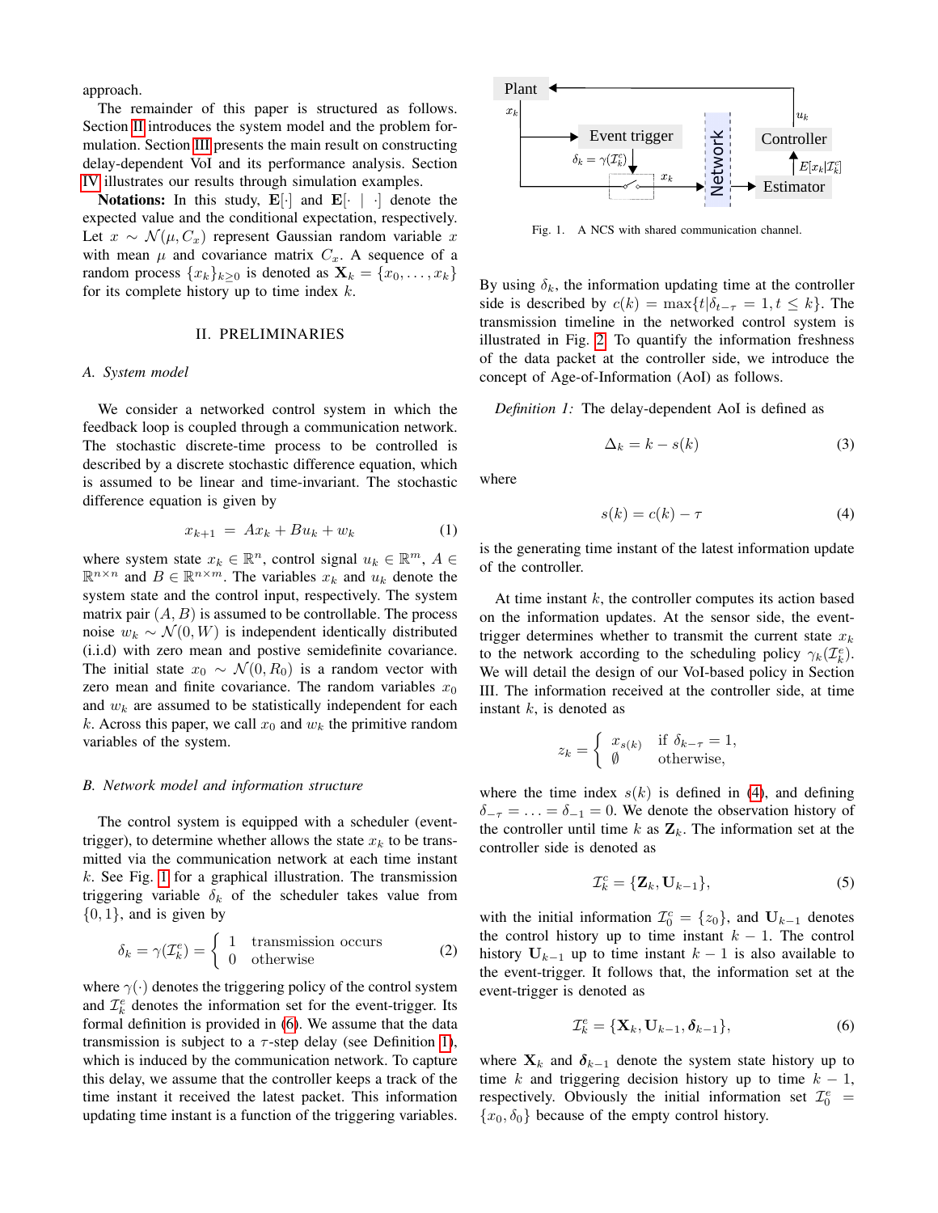approach.

The remainder of this paper is structured as follows. Section II introduces the system model and the problem formulation. Section III presents the main result on constructing delay-dependent VoI and its performance analysis. Section IV illustrates our results through simulation examples.

**Notations:** In this study, $\mathbf{E}[\cdot]$ and $\mathbf{E}[\cdot \mid \cdot]$ denote the expected value and the conditional expectation, respectively. Let $x \sim \mathcal{N}(\mu, C_x)$ represent Gaussian random variable $x$ with mean $\mu$ and covariance matrix $C_x$. A sequence of a random process $\{x_k\}_{k\geq 0}$ is denoted as $\mathbf{X}_k = \{x_0, \dots, x_k\}$ for its complete history up to time index $k$.

## II. PRELIMINARIES

### A. System model

We consider a networked control system in which the feedback loop is coupled through a communication network. The stochastic discrete-time process to be controlled is described by a discrete stochastic difference equation, which is assumed to be linear and time-invariant. The stochastic difference equation is given by

$$x_{k+1} = Ax_k + Bu_k + w_k \tag{1}$$

where system state $x_k \in \mathbb{R}^n$, control signal $u_k \in \mathbb{R}^m$, $A \in \mathbb{R}^{n\times n}$ and $B \in \mathbb{R}^{n\times m}$. The variables $x_k$ and $u_k$ denote the system state and the control input, respectively. The system matrix pair $(A, B)$ is assumed to be controllable. The process noise $w_k \sim \mathcal{N}(0, W)$ is independent identically distributed (i.i.d) with zero mean and postive semidefinite covariance. The initial state $x_0 \sim \mathcal{N}(0, R_0)$ is a random vector with zero mean and finite covariance. The random variables $x_0$ and $w_k$ are assumed to be statistically independent for each $k$. Across this paper, we call $x_0$ and $w_k$ the primitive random variables of the system.

### B. Network model and information structure

The control system is equipped with a scheduler (event-trigger), to determine whether allows the state $x_k$ to be transmitted via the communication network at each time instant $k$. See Fig. 1 for a graphical illustration. The transmission triggering variable $\delta_k$ of the scheduler takes value from $\{0, 1\}$, and is given by

$$\delta_k = \gamma(\mathcal{I}_k^e) = \begin{cases} 1 & \text{transmission occurs} \\ 0 & \text{otherwise} \end{cases} \tag{2}$$

where $\gamma(\cdot)$ denotes the triggering policy of the control system and $\mathcal{I}_k^e$ denotes the information set for the event-trigger. Its formal definition is provided in (6). We assume that the data transmission is subject to a $\tau$-step delay (see Definition 1), which is induced by the communication network. To capture this delay, we assume that the controller keeps a track of the time instant it received the latest packet. This information updating time instant is a function of the triggering variables.

Fig. 1. A NCS with shared communication channel.

By using $\delta_k$, the information updating time at the controller side is described by $c(k) = \max\{t | \delta_{t-\tau} = 1, t \leq k\}$. The transmission timeline in the networked control system is illustrated in Fig. 2. To quantify the information freshness of the data packet at the controller side, we introduce the concept of Age-of-Information (AoI) as follows.

*Definition 1:* The delay-dependent AoI is defined as

$$\Delta_k = k - s(k) \tag{3}$$

where

$$s(k) = c(k) - \tau \tag{4}$$

is the generating time instant of the latest information update of the controller.

At time instant $k$, the controller computes its action based on the information updates. At the sensor side, the event-trigger determines whether to transmit the current state $x_k$ to the network according to the scheduling policy $\gamma_k(\mathcal{I}_k^e)$. We will detail the design of our VoI-based policy in Section III. The information received at the controller side, at time instant $k$, is denoted as

$$z_k = \begin{cases} x_{s(k)} & \text{if } \delta_{k-\tau} = 1, \\ \emptyset & \text{otherwise,} \end{cases}$$

where the time index $s(k)$ is defined in (4), and defining $\delta_{-\tau} = \ldots = \delta_{-1} = 0$. We denote the observation history of the controller until time $k$ as $\mathbf{Z}_k$. The information set at the controller side is denoted as

$$\mathcal{I}_k^c = \{\mathbf{Z}_k, \mathbf{U}_{k-1}\}, \tag{5}$$

with the initial information $\mathcal{I}_0^c = \{z_0\}$, and $\mathbf{U}_{k-1}$ denotes the control history up to time instant $k-1$. The control history $\mathbf{U}_{k-1}$ up to time instant $k-1$ is also available to the event-trigger. It follows that, the information set at the event-trigger is denoted as

$$\mathcal{I}_k^e = \{\mathbf{X}_k, \mathbf{U}_{k-1}, \boldsymbol{\delta}_{k-1}\}, \tag{6}$$

where $\mathbf{X}_k$ and $\boldsymbol{\delta}_{k-1}$ denote the system state history up to time $k$ and triggering decision history up to time $k-1$, respectively. Obviously the initial information set $\mathcal{I}_0^e = \{x_0, \delta_0\}$ because of the empty control history.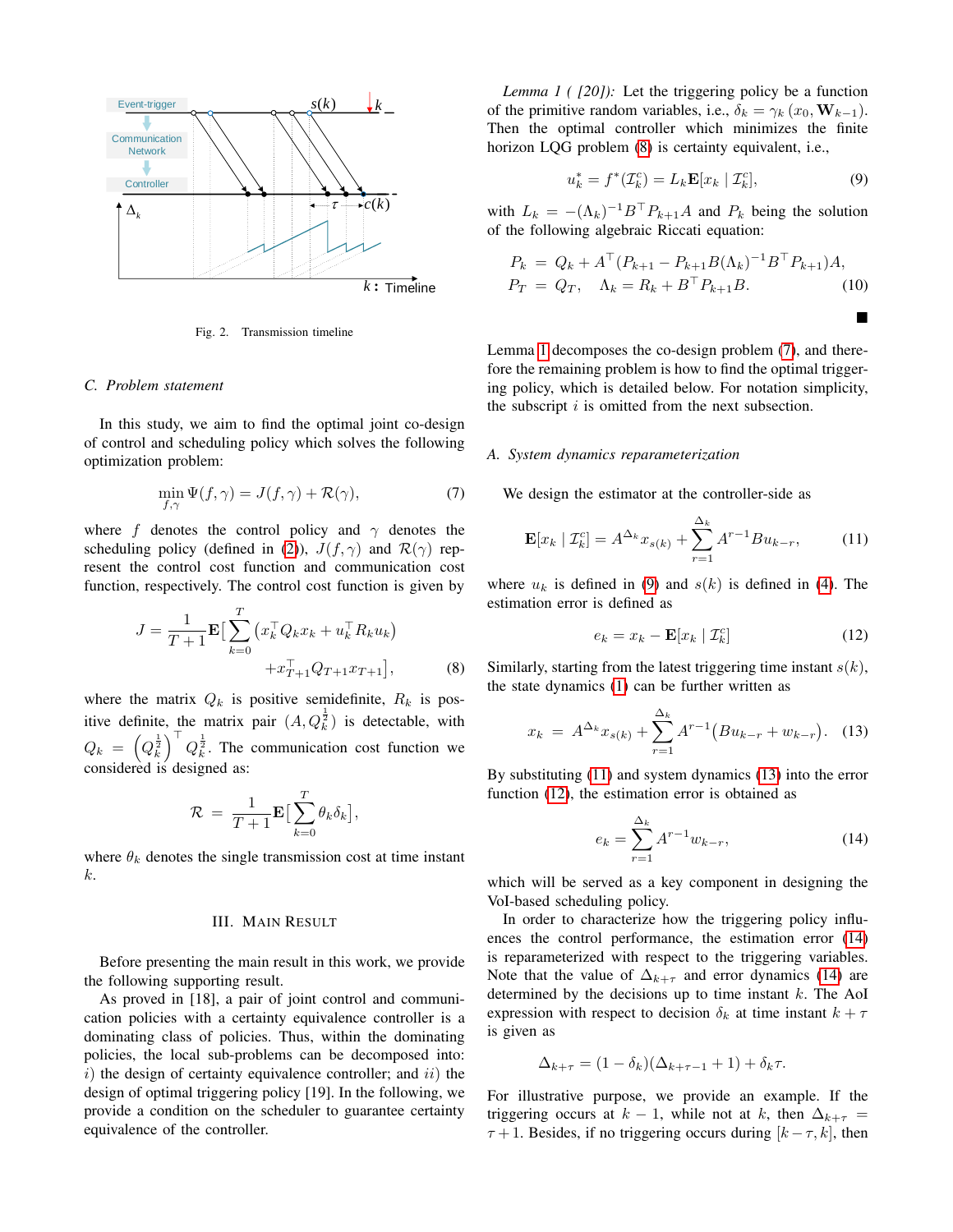Fig. 2. Transmission timeline

### C. Problem statement

In this study, we aim to find the optimal joint co-design of control and scheduling policy which solves the following optimization problem:

$$\min_{f,\gamma} \Psi(f,\gamma) = J(f,\gamma) + \mathcal{R}(\gamma), \tag{7}$$

where $f$ denotes the control policy and $\gamma$ denotes the scheduling policy (defined in (2)), $J(f,\gamma)$ and $\mathcal{R}(\gamma)$ represent the control cost function and communication cost function, respectively. The control cost function is given by

$$J = \frac{1}{T+1}\mathbf{E}\Big[\sum_{k=0}^{T}\big(x_k^\top Q_k x_k + u_k^\top R_k u_k\big) + x_{T+1}^\top Q_{T+1} x_{T+1}\Big], \tag{8}$$

where the matrix $Q_k$ is positive semidefinite, $R_k$ is positive definite, the matrix pair $(A, Q_k^{\frac{1}{2}})$ is detectable, with $Q_k = \left(Q_k^{\frac{1}{2}}\right)^\top Q_k^{\frac{1}{2}}$. The communication cost function we considered is designed as:

$$\mathcal{R} = \frac{1}{T+1}\mathbf{E}\Big[\sum_{k=0}^{T}\theta_k \delta_k\Big],$$

where $\theta_k$ denotes the single transmission cost at time instant $k$.

## III. Main Result

Before presenting the main result in this work, we provide the following supporting result.

As proved in [18], a pair of joint control and communication policies with a certainty equivalence controller is a dominating class of policies. Thus, within the dominating policies, the local sub-problems can be decomposed into: $i)$ the design of certainty equivalence controller; and $ii)$ the design of optimal triggering policy [19]. In the following, we provide a condition on the scheduler to guarantee certainty equivalence of the controller.

*Lemma 1 ( [20]):* Let the triggering policy be a function of the primitive random variables, i.e., $\delta_k = \gamma_k(x_0, \mathbf{W}_{k-1})$. Then the optimal controller which minimizes the finite horizon LQG problem (8) is certainty equivalent, i.e.,

$$u_k^* = f^*(\mathcal{I}_k^c) = L_k \mathbf{E}[x_k \mid \mathcal{I}_k^c], \tag{9}$$

with $L_k = -(\Lambda_k)^{-1}B^\top P_{k+1}A$ and $P_k$ being the solution of the following algebraic Riccati equation:

$$\begin{aligned} P_k &= Q_k + A^\top (P_{k+1} - P_{k+1}B(\Lambda_k)^{-1}B^\top P_{k+1})A, \\ P_T &= Q_T, \quad \Lambda_k = R_k + B^\top P_{k+1}B. \end{aligned} \tag{10}$$

■

Lemma 1 decomposes the co-design problem (7), and therefore the remaining problem is how to find the optimal triggering policy, which is detailed below. For notation simplicity, the subscript $i$ is omitted from the next subsection.

### A. System dynamics reparameterization

We design the estimator at the controller-side as

$$\mathbf{E}[x_k \mid \mathcal{I}_k^c] = A^{\Delta_k} x_{s(k)} + \sum_{r=1}^{\Delta_k} A^{r-1} B u_{k-r}, \tag{11}$$

where $u_k$ is defined in (9) and $s(k)$ is defined in (4). The estimation error is defined as

$$e_k = x_k - \mathbf{E}[x_k \mid \mathcal{I}_k^c] \tag{12}$$

Similarly, starting from the latest triggering time instant $s(k)$, the state dynamics (1) can be further written as

$$x_k = A^{\Delta_k} x_{s(k)} + \sum_{r=1}^{\Delta_k} A^{r-1}\big(B u_{k-r} + w_{k-r}\big). \tag{13}$$

By substituting (11) and system dynamics (13) into the error function (12), the estimation error is obtained as

$$e_k = \sum_{r=1}^{\Delta_k} A^{r-1} w_{k-r}, \tag{14}$$

which will be served as a key component in designing the VoI-based scheduling policy.

In order to characterize how the triggering policy influences the control performance, the estimation error (14) is reparameterized with respect to the triggering variables. Note that the value of $\Delta_{k+\tau}$ and error dynamics (14) are determined by the decisions up to time instant $k$. The AoI expression with respect to decision $\delta_k$ at time instant $k+\tau$ is given as

$$\Delta_{k+\tau} = (1-\delta_k)(\Delta_{k+\tau-1} + 1) + \delta_k \tau.$$

For illustrative purpose, we provide an example. If the triggering occurs at $k-1$, while not at $k$, then $\Delta_{k+\tau} = \tau + 1$. Besides, if no triggering occurs during $[k-\tau, k]$, then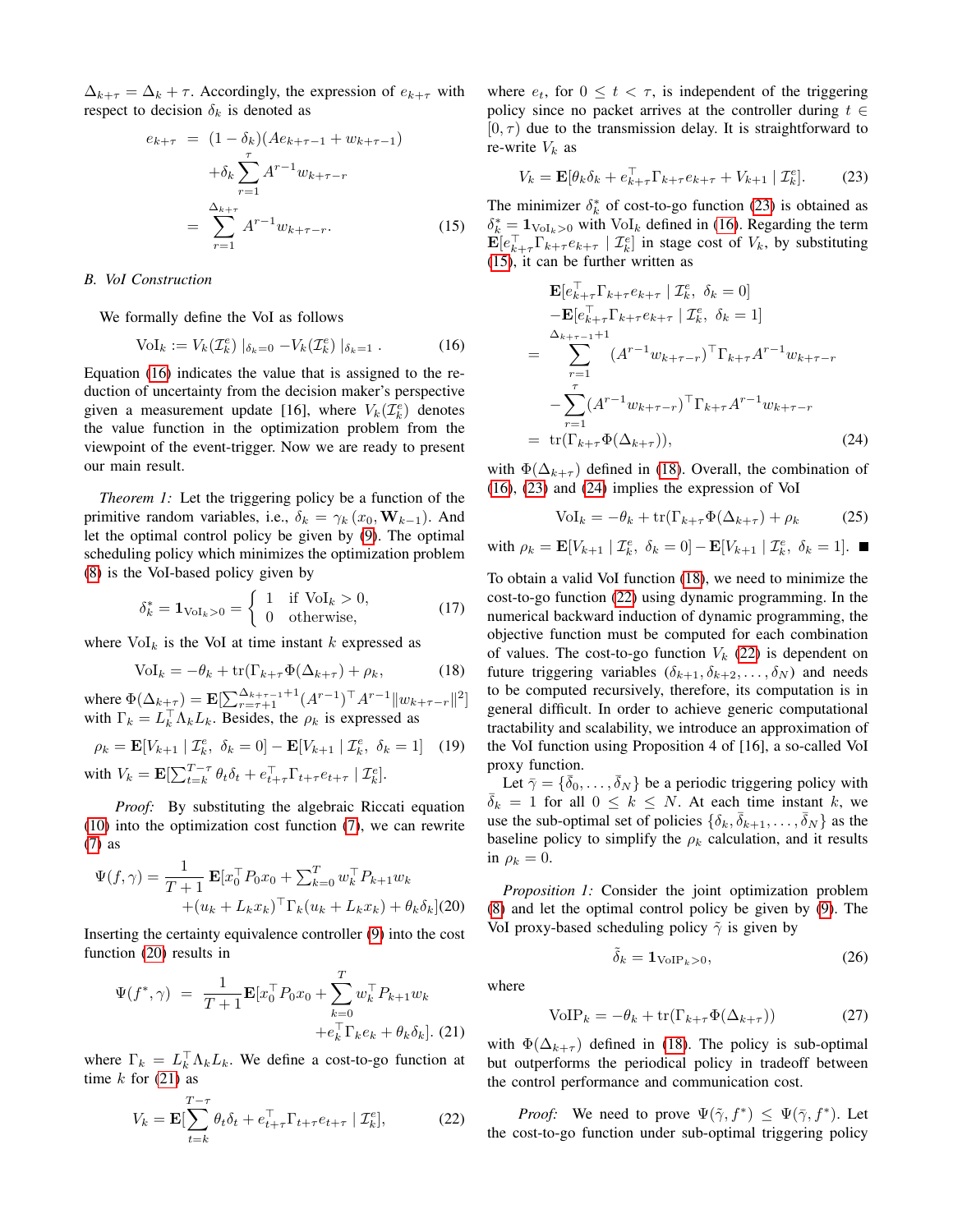$\Delta_{k+\tau} = \Delta_k + \tau$. Accordingly, the expression of $e_{k+\tau}$ with respect to decision $\delta_k$ is denoted as

$$
\begin{aligned}
e_{k+\tau} &= (1-\delta_k)(Ae_{k+\tau-1} + w_{k+\tau-1}) \\
&\quad + \delta_k \sum_{r=1}^{\tau} A^{r-1} w_{k+\tau-r} \\
&= \sum_{r=1}^{\Delta_{k+\tau}} A^{r-1} w_{k+\tau-r}. \qquad (15)
\end{aligned}
$$

### B. VoI Construction

We formally define the VoI as follows

$$
\mathrm{VoI}_k := V_k(\mathcal{I}_k^e) \mid_{\delta_k=0} - V_k(\mathcal{I}_k^e) \mid_{\delta_k=1} . \qquad (16)
$$

Equation (16) indicates the value that is assigned to the reduction of uncertainty from the decision maker's perspective given a measurement update [16], where $V_k(\mathcal{I}_k^e)$ denotes the value function in the optimization problem from the viewpoint of the event-trigger. Now we are ready to present our main result.

*Theorem 1:* Let the triggering policy be a function of the primitive random variables, i.e., $\delta_k = \gamma_k(x_0, \mathbf{W}_{k-1})$. And let the optimal control policy be given by (9). The optimal scheduling policy which minimizes the optimization problem (8) is the VoI-based policy given by

$$
\delta_k^* = \mathbf{1}_{\mathrm{VoI}_k > 0} = \begin{cases} 1 & \text{if } \mathrm{VoI}_k > 0, \\ 0 & \text{otherwise,} \end{cases} \qquad (17)
$$

where $\mathrm{VoI}_k$ is the VoI at time instant $k$ expressed as

$$
\mathrm{VoI}_k = -\theta_k + \mathrm{tr}(\Gamma_{k+\tau}\Phi(\Delta_{k+\tau})) + \rho_k, \qquad (18)
$$

where $\Phi(\Delta_{k+\tau}) = \mathbf{E}[\sum_{r=\tau+1}^{\Delta_{k+\tau-1}+1} (A^{r-1})^\top A^{r-1} \|w_{k+\tau-r}\|^2]$ with $\Gamma_k = L_k^\top \Lambda_k L_k$. Besides, the $\rho_k$ is expressed as

$$
\rho_k = \mathbf{E}[V_{k+1} \mid \mathcal{I}_k^e,\ \delta_k = 0] - \mathbf{E}[V_{k+1} \mid \mathcal{I}_k^e,\ \delta_k = 1] \qquad (19)
$$

with $V_k = \mathbf{E}[\sum_{t=k}^{T-\tau} \theta_t \delta_t + e_{t+\tau}^\top \Gamma_{t+\tau} e_{t+\tau} \mid \mathcal{I}_k^e]$.

*Proof:* By substituting the algebraic Riccati equation (10) into the optimization cost function (7), we can rewrite (7) as

$$
\begin{aligned}
\Psi(f,\gamma) = \frac{1}{T+1}\mathbf{E}[&x_0^\top P_0 x_0 + \textstyle\sum_{k=0}^{T} w_k^\top P_{k+1} w_k \\
&+ (u_k + L_k x_k)^\top \Gamma_k (u_k + L_k x_k) + \theta_k \delta_k] \qquad (20)
\end{aligned}
$$

Inserting the certainty equivalence controller (9) into the cost function (20) results in

$$
\begin{aligned}
\Psi(f^*,\gamma) = \frac{1}{T+1}\mathbf{E}[&x_0^\top P_0 x_0 + \sum_{k=0}^{T} w_k^\top P_{k+1} w_k \\
&+ e_k^\top \Gamma_k e_k + \theta_k \delta_k]. \qquad (21)
\end{aligned}
$$

where $\Gamma_k = L_k^\top \Lambda_k L_k$. We define a cost-to-go function at time $k$ for (21) as

$$
V_k = \mathbf{E}[\sum_{t=k}^{T-\tau} \theta_t \delta_t + e_{t+\tau}^\top \Gamma_{t+\tau} e_{t+\tau} \mid \mathcal{I}_k^e], \qquad (22)
$$

where $e_t$, for $0 \le t < \tau$, is independent of the triggering policy since no packet arrives at the controller during $t \in [0, \tau)$ due to the transmission delay. It is straightforward to re-write $V_k$ as

$$
V_k = \mathbf{E}[\theta_k \delta_k + e_{k+\tau}^\top \Gamma_{k+\tau} e_{k+\tau} + V_{k+1} \mid \mathcal{I}_k^e]. \qquad (23)
$$

The minimizer $\delta_k^*$ of cost-to-go function (23) is obtained as $\delta_k^* = \mathbf{1}_{\mathrm{VoI}_k > 0}$ with $\mathrm{VoI}_k$ defined in (16). Regarding the term $\mathbf{E}[e_{k+\tau}^\top \Gamma_{k+\tau} e_{k+\tau} \mid \mathcal{I}_k^e]$ in stage cost of $V_k$, by substituting (15), it can be further written as

$$
\begin{aligned}
&\mathbf{E}[e_{k+\tau}^\top \Gamma_{k+\tau} e_{k+\tau} \mid \mathcal{I}_k^e,\ \delta_k = 0] \\
&- \mathbf{E}[e_{k+\tau}^\top \Gamma_{k+\tau} e_{k+\tau} \mid \mathcal{I}_k^e,\ \delta_k = 1] \\
=& \sum_{r=1}^{\Delta_{k+\tau-1}+1} (A^{r-1} w_{k+\tau-r})^\top \Gamma_{k+\tau} A^{r-1} w_{k+\tau-r} \\
&- \sum_{r=1}^{\tau} (A^{r-1} w_{k+\tau-r})^\top \Gamma_{k+\tau} A^{r-1} w_{k+\tau-r} \\
=& \ \mathrm{tr}(\Gamma_{k+\tau}\Phi(\Delta_{k+\tau})), \qquad (24)
\end{aligned}
$$

with $\Phi(\Delta_{k+\tau})$ defined in (18). Overall, the combination of (16), (23) and (24) implies the expression of VoI

$$
\mathrm{VoI}_k = -\theta_k + \mathrm{tr}(\Gamma_{k+\tau}\Phi(\Delta_{k+\tau})) + \rho_k \qquad (25)
$$

with $\rho_k = \mathbf{E}[V_{k+1} \mid \mathcal{I}_k^e,\ \delta_k = 0] - \mathbf{E}[V_{k+1} \mid \mathcal{I}_k^e,\ \delta_k = 1]$. ■

To obtain a valid VoI function (18), we need to minimize the cost-to-go function (22) using dynamic programming. In the numerical backward induction of dynamic programming, the objective function must be computed for each combination of values. The cost-to-go function $V_k$ (22) is dependent on future triggering variables $(\delta_{k+1}, \delta_{k+2}, \ldots, \delta_N)$ and needs to be computed recursively, therefore, its computation is in general difficult. In order to achieve generic computational tractability and scalability, we introduce an approximation of the VoI function using Proposition 4 of [16], a so-called VoI proxy function.

Let $\bar{\gamma} = \{\bar{\delta}_0, \ldots, \bar{\delta}_N\}$ be a periodic triggering policy with $\bar{\delta}_k = 1$ for all $0 \le k \le N$. At each time instant $k$, we use the sub-optimal set of policies $\{\delta_k, \bar{\delta}_{k+1}, \ldots, \bar{\delta}_N\}$ as the baseline policy to simplify the $\rho_k$ calculation, and it results in $\rho_k = 0$.

*Proposition 1:* Consider the joint optimization problem (8) and let the optimal control policy be given by (9). The VoI proxy-based scheduling policy $\tilde{\gamma}$ is given by

$$
\tilde{\delta}_k = \mathbf{1}_{\mathrm{VoIP}_k > 0}, \qquad (26)
$$

where

$$
\mathrm{VoIP}_k = -\theta_k + \mathrm{tr}(\Gamma_{k+\tau}\Phi(\Delta_{k+\tau})) \qquad (27)
$$

with $\Phi(\Delta_{k+\tau})$ defined in (18). The policy is sub-optimal but outperforms the periodical policy in tradeoff between the control performance and communication cost.

*Proof:* We need to prove $\Psi(\tilde{\gamma}, f^*) \le \Psi(\bar{\gamma}, f^*)$. Let the cost-to-go function under sub-optimal triggering policy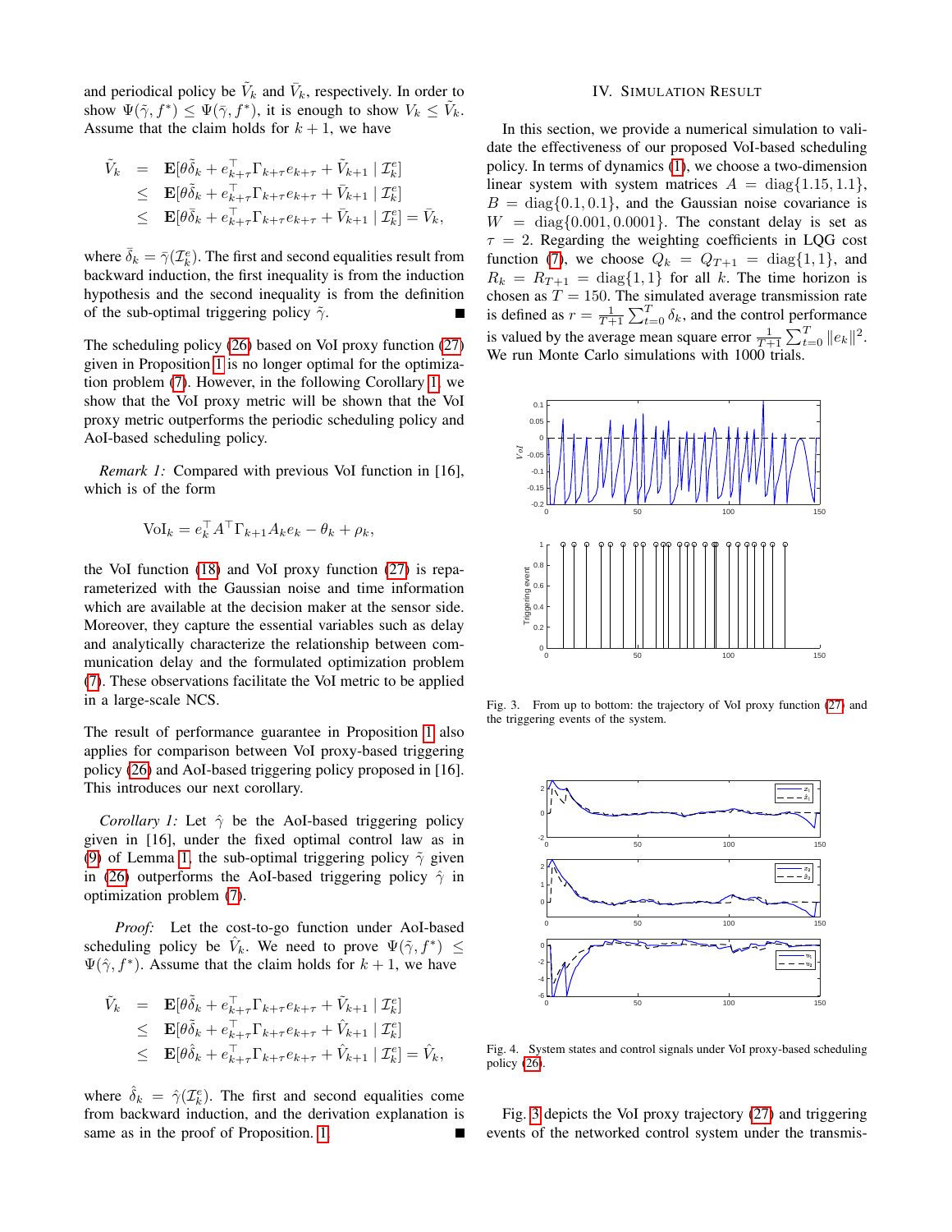and periodical policy be $\tilde{V}_k$ and $\bar{V}_k$, respectively. In order to show $\Psi(\tilde{\gamma}, f^*) \leq \Psi(\bar{\gamma}, f^*)$, it is enough to show $V_k \leq \tilde{V}_k$. Assume that the claim holds for $k+1$, we have

$$
\begin{aligned}
\tilde{V}_k &= \mathbf{E}[\theta\tilde{\delta}_k + e_{k+\tau}^\top \Gamma_{k+\tau} e_{k+\tau} + \tilde{V}_{k+1} \mid \mathcal{I}_k^e] \\
&\leq \mathbf{E}[\theta\tilde{\delta}_k + e_{k+\tau}^\top \Gamma_{k+\tau} e_{k+\tau} + \bar{V}_{k+1} \mid \mathcal{I}_k^e] \\
&\leq \mathbf{E}[\theta\bar{\delta}_k + e_{k+\tau}^\top \Gamma_{k+\tau} e_{k+\tau} + \bar{V}_{k+1} \mid \mathcal{I}_k^e] = \bar{V}_k,
\end{aligned}
$$

where $\bar{\delta}_k = \bar{\gamma}(\mathcal{I}_k^e)$. The first and second equalities result from backward induction, the first inequality is from the induction hypothesis and the second inequality is from the definition of the sub-optimal triggering policy $\tilde{\gamma}$. ∎

The scheduling policy (26) based on VoI proxy function (27) given in Proposition 1 is no longer optimal for the optimization problem (7). However, in the following Corollary 1, we show that the VoI proxy metric will be shown that the VoI proxy metric outperforms the periodic scheduling policy and AoI-based scheduling policy.

*Remark 1:* Compared with previous VoI function in [16], which is of the form

$$
\mathrm{VoI}_k = e_k^\top A^\top \Gamma_{k+1} A_k e_k - \theta_k + \rho_k,
$$

the VoI function (18) and VoI proxy function (27) is reparameterized with the Gaussian noise and time information which are available at the decision maker at the sensor side. Moreover, they capture the essential variables such as delay and analytically characterize the relationship between communication delay and the formulated optimization problem (7). These observations facilitate the VoI metric to be applied in a large-scale NCS.

The result of performance guarantee in Proposition 1 also applies for comparison between VoI proxy-based triggering policy (26) and AoI-based triggering policy proposed in [16]. This introduces our next corollary.

*Corollary 1:* Let $\hat{\gamma}$ be the AoI-based triggering policy given in [16], under the fixed optimal control law as in (9) of Lemma 1, the sub-optimal triggering policy $\tilde{\gamma}$ given in (26) outperforms the AoI-based triggering policy $\hat{\gamma}$ in optimization problem (7).

*Proof:* Let the cost-to-go function under AoI-based scheduling policy be $\hat{V}_k$. We need to prove $\Psi(\tilde{\gamma}, f^*) \leq \Psi(\hat{\gamma}, f^*)$. Assume that the claim holds for $k+1$, we have

$$
\begin{aligned}
\tilde{V}_k &= \mathbf{E}[\theta\tilde{\delta}_k + e_{k+\tau}^\top \Gamma_{k+\tau} e_{k+\tau} + \tilde{V}_{k+1} \mid \mathcal{I}_k^e] \\
&\leq \mathbf{E}[\theta\tilde{\delta}_k + e_{k+\tau}^\top \Gamma_{k+\tau} e_{k+\tau} + \hat{V}_{k+1} \mid \mathcal{I}_k^e] \\
&\leq \mathbf{E}[\theta\hat{\delta}_k + e_{k+\tau}^\top \Gamma_{k+\tau} e_{k+\tau} + \hat{V}_{k+1} \mid \mathcal{I}_k^e] = \hat{V}_k,
\end{aligned}
$$

where $\hat{\delta}_k = \hat{\gamma}(\mathcal{I}_k^e)$. The first and second equalities come from backward induction, and the derivation explanation is same as in the proof of Proposition. 1 ∎

## IV. Simulation Result

In this section, we provide a numerical simulation to validate the effectiveness of our proposed VoI-based scheduling policy. In terms of dynamics (1), we choose a two-dimension linear system with system matrices $A = \mathrm{diag}\{1.15, 1.1\}$, $B = \mathrm{diag}\{0.1, 0.1\}$, and the Gaussian noise covariance is $W = \mathrm{diag}\{0.001, 0.0001\}$. The constant delay is set as $\tau = 2$. Regarding the weighting coefficients in LQG cost function (7), we choose $Q_k = Q_{T+1} = \mathrm{diag}\{1, 1\}$, and $R_k = R_{T+1} = \mathrm{diag}\{1, 1\}$ for all $k$. The time horizon is chosen as $T = 150$. The simulated average transmission rate is defined as $r = \frac{1}{T+1}\sum_{t=0}^{T} \delta_k$, and the control performance is valued by the average mean square error $\frac{1}{T+1}\sum_{t=0}^{T} \|e_k\|^2$. We run Monte Carlo simulations with 1000 trials.

Fig. 3. From up to bottom: the trajectory of VoI proxy function (27) and the triggering events of the system.

Fig. 4. System states and control signals under VoI proxy-based scheduling policy (26).

Fig. 3 depicts the VoI proxy trajectory (27) and triggering events of the networked control system under the transmis-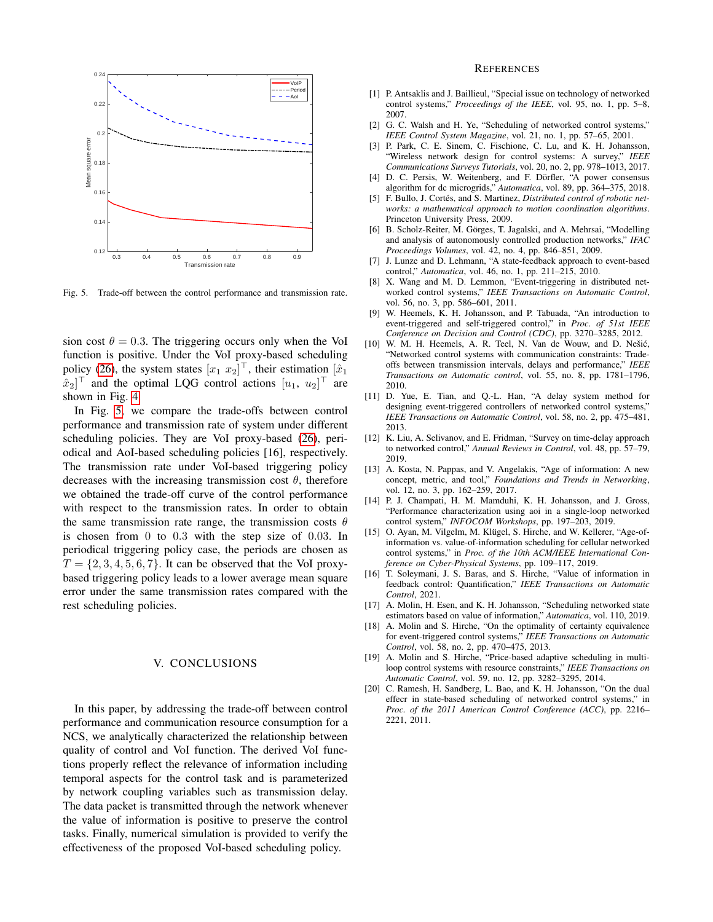0.24
0.22
0.2
0.18
0.16
0.14
0.12

Mean square error

0.3 0.4 0.5 0.6 0.7 0.8 0.9

Transmission rate

VoIP
Period
AoI

Fig. 5. Trade-off between the control performance and transmission rate.

sion cost $\theta = 0.3$. The triggering occurs only when the VoI function is positive. Under the VoI proxy-based scheduling policy (26), the system states $[x_1 \ x_2]^\top$, their estimation $[\hat{x}_1 \ \hat{x}_2]^\top$ and the optimal LQG control actions $[u_1, \ u_2]^\top$ are shown in Fig. 4.

In Fig. 5, we compare the trade-offs between control performance and transmission rate of system under different scheduling policies. They are VoI proxy-based (26), periodical and AoI-based scheduling policies [16], respectively. The transmission rate under VoI-based triggering policy decreases with the increasing transmission cost $\theta$, therefore we obtained the trade-off curve of the control performance with respect to the transmission rates. In order to obtain the same transmission rate range, the transmission costs $\theta$ is chosen from 0 to 0.3 with the step size of 0.03. In periodical triggering policy case, the periods are chosen as $T = \{2, 3, 4, 5, 6, 7\}$. It can be observed that the VoI proxy-based triggering policy leads to a lower average mean square error under the same transmission rates compared with the rest scheduling policies.

## V. CONCLUSIONS

In this paper, by addressing the trade-off between control performance and communication resource consumption for a NCS, we analytically characterized the relationship between quality of control and VoI function. The derived VoI functions properly reflect the relevance of information including temporal aspects for the control task and is parameterized by network coupling variables such as transmission delay. The data packet is transmitted through the network whenever the value of information is positive to preserve the control tasks. Finally, numerical simulation is provided to verify the effectiveness of the proposed VoI-based scheduling policy.

## REFERENCES

[1] P. Antsaklis and J. Baillieul, "Special issue on technology of networked control systems," *Proceedings of the IEEE*, vol. 95, no. 1, pp. 5–8, 2007.

[2] G. C. Walsh and H. Ye, "Scheduling of networked control systems," *IEEE Control System Magazine*, vol. 21, no. 1, pp. 57–65, 2001.

[3] P. Park, C. E. Sinem, C. Fischione, C. Lu, and K. H. Johansson, "Wireless network design for control systems: A survey," *IEEE Communications Surveys Tutorials*, vol. 20, no. 2, pp. 978–1013, 2017.

[4] D. C. Persis, W. Weitenberg, and F. Dörfler, "A power consensus algorithm for dc microgrids," *Automatica*, vol. 89, pp. 364–375, 2018.

[5] F. Bullo, J. Cortés, and S. Martinez, *Distributed control of robotic networks: a mathematical approach to motion coordination algorithms*. Princeton University Press, 2009.

[6] B. Scholz-Reiter, M. Görges, T. Jagalski, and A. Mehrsai, "Modelling and analysis of autonomously controlled production networks," *IFAC Proceedings Volumes*, vol. 42, no. 4, pp. 846–851, 2009.

[7] J. Lunze and D. Lehmann, "A state-feedback approach to event-based control," *Automatica*, vol. 46, no. 1, pp. 211–215, 2010.

[8] X. Wang and M. D. Lemmon, "Event-triggering in distributed networked control systems," *IEEE Transactions on Automatic Control*, vol. 56, no. 3, pp. 586–601, 2011.

[9] W. Heemels, K. H. Johansson, and P. Tabuada, "An introduction to event-triggered and self-triggered control," in *Proc. of 51st IEEE Conference on Decision and Control (CDC)*, pp. 3270–3285, 2012.

[10] W. M. H. Heemels, A. R. Teel, N. Van de Wouw, and D. Nešić, "Networked control systems with communication constraints: Tradeoffs between transmission intervals, delays and performance," *IEEE Transactions on Automatic control*, vol. 55, no. 8, pp. 1781–1796, 2010.

[11] D. Yue, E. Tian, and Q.-L. Han, "A delay system method for designing event-triggered controllers of networked control systems," *IEEE Transactions on Automatic Control*, vol. 58, no. 2, pp. 475–481, 2013.

[12] K. Liu, A. Selivanov, and E. Fridman, "Survey on time-delay approach to networked control," *Annual Reviews in Control*, vol. 48, pp. 57–79, 2019.

[13] A. Kosta, N. Pappas, and V. Angelakis, "Age of information: A new concept, metric, and tool," *Foundations and Trends in Networking*, vol. 12, no. 3, pp. 162–259, 2017.

[14] P. J. Champati, H. M. Mamduhi, K. H. Johansson, and J. Gross, "Performance characterization using aoi in a single-loop networked control system," *INFOCOM Workshops*, pp. 197–203, 2019.

[15] O. Ayan, M. Vilgelm, M. Klügel, S. Hirche, and W. Kellerer, "Age-of-information vs. value-of-information scheduling for cellular networked control systems," in *Proc. of the 10th ACM/IEEE International Conference on Cyber-Physical Systems*, pp. 109–117, 2019.

[16] T. Soleymani, J. S. Baras, and S. Hirche, "Value of information in feedback control: Quantification," *IEEE Transactions on Automatic Control*, 2021.

[17] A. Molin, H. Esen, and K. H. Johansson, "Scheduling networked state estimators based on value of information," *Automatica*, vol. 110, 2019.

[18] A. Molin and S. Hirche, "On the optimality of certainty equivalence for event-triggered control systems," *IEEE Transactions on Automatic Control*, vol. 58, no. 2, pp. 470–475, 2013.

[19] A. Molin and S. Hirche, "Price-based adaptive scheduling in multi-loop control systems with resource constraints," *IEEE Transactions on Automatic Control*, vol. 59, no. 12, pp. 3282–3295, 2014.

[20] C. Ramesh, H. Sandberg, L. Bao, and K. H. Johansson, "On the dual effecr in state-based scheduling of networked control systems," in *Proc. of the 2011 American Control Conference (ACC)*, pp. 2216–2221, 2011.